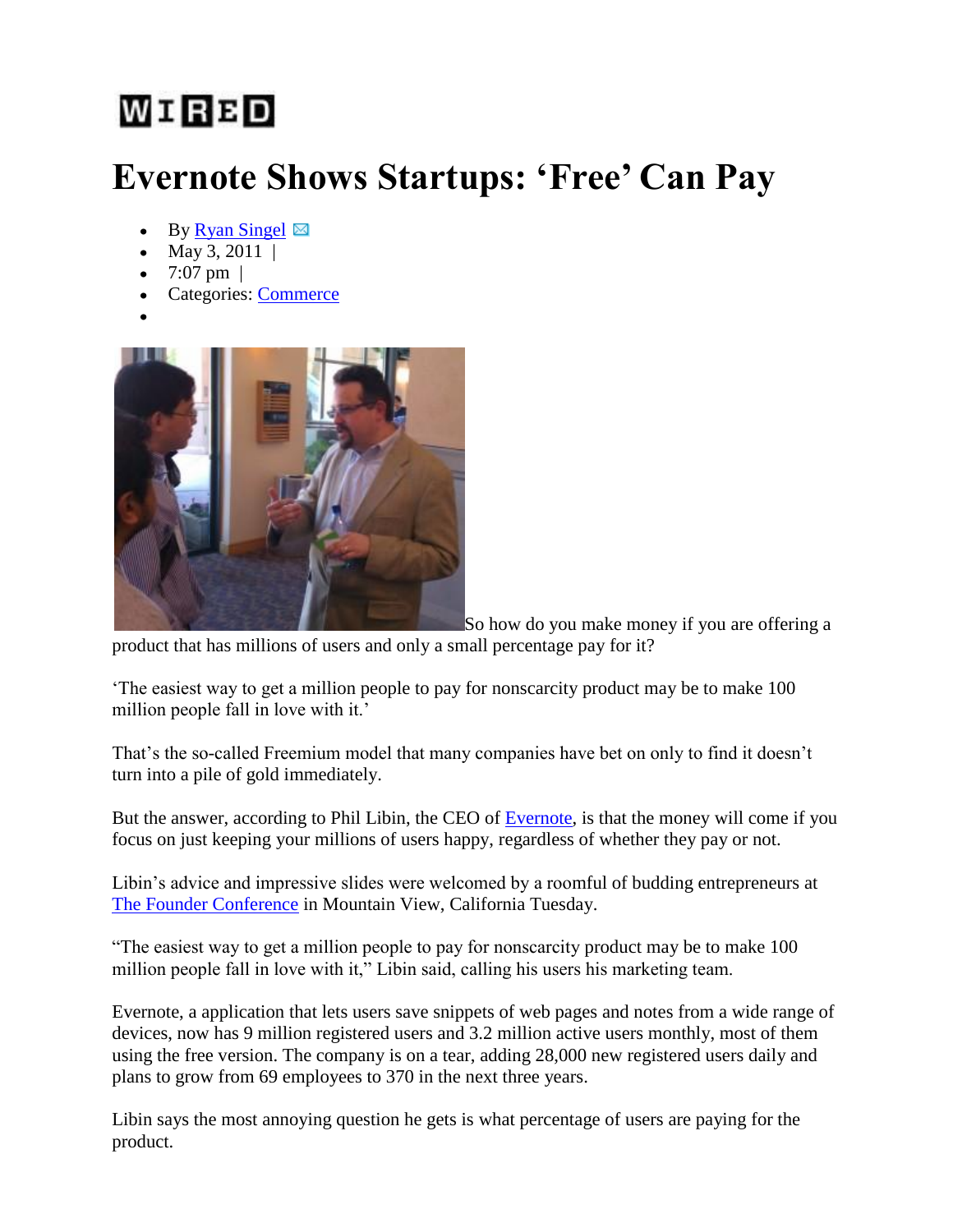WIRED

# Evernote Shows Startups: 'Free' Can Pay

- By Ryan Singel
- May 3, 2011 |
- 7:07 pm |
- Categories: Commerce

So how do you make money if you are offering a product that has millions of users and only a small percentage pay for it?

'The easiest way to get a million people to pay for nonscarcity product may be to make 100 million people fall in love with it.'

That's the so-called Freemium model that many companies have bet on only to find it doesn't turn into a pile of gold immediately.

But the answer, according to Phil Libin, the CEO of Evernote, is that the money will come if you focus on just keeping your millions of users happy, regardless of whether they pay or not.

Libin's advice and impressive slides were welcomed by a roomful of budding entrepreneurs at The Founder Conference in Mountain View, California Tuesday.

"The easiest way to get a million people to pay for nonscarcity product may be to make 100 million people fall in love with it," Libin said, calling his users his marketing team.

Evernote, a application that lets users save snippets of web pages and notes from a wide range of devices, now has 9 million registered users and 3.2 million active users monthly, most of them using the free version. The company is on a tear, adding 28,000 new registered users daily and plans to grow from 69 employees to 370 in the next three years.

Libin says the most annoying question he gets is what percentage of users are paying for the product.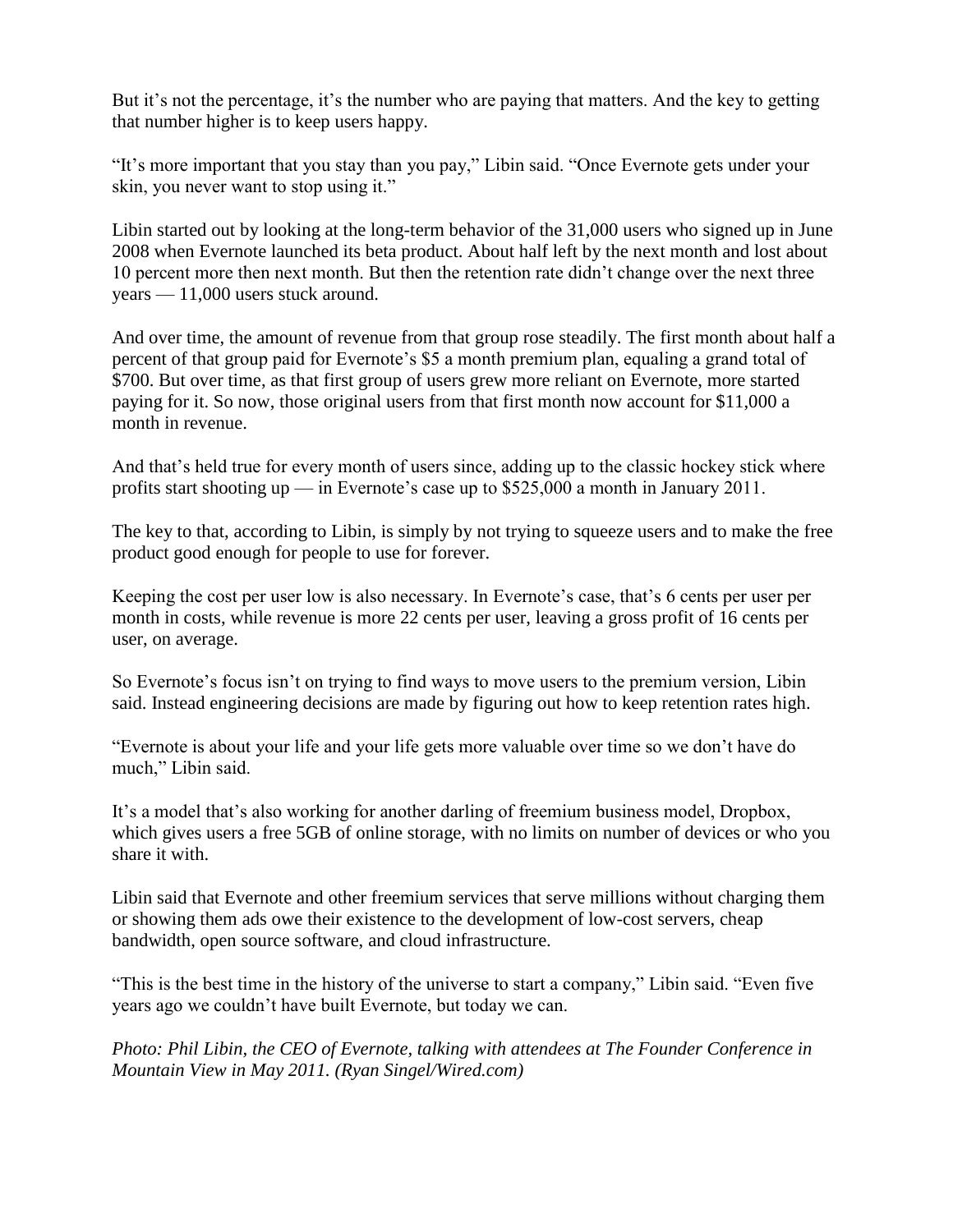But it's not the percentage, it's the number who are paying that matters. And the key to getting that number higher is to keep users happy.

"It's more important that you stay than you pay," Libin said. "Once Evernote gets under your skin, you never want to stop using it."

Libin started out by looking at the long-term behavior of the 31,000 users who signed up in June 2008 when Evernote launched its beta product. About half left by the next month and lost about 10 percent more then next month. But then the retention rate didn't change over the next three years — 11,000 users stuck around.

And over time, the amount of revenue from that group rose steadily. The first month about half a percent of that group paid for Evernote's $5 a month premium plan, equaling a grand total of $700. But over time, as that first group of users grew more reliant on Evernote, more started paying for it. So now, those original users from that first month now account for $11,000 a month in revenue.

And that's held true for every month of users since, adding up to the classic hockey stick where profits start shooting up — in Evernote's case up to $525,000 a month in January 2011.

The key to that, according to Libin, is simply by not trying to squeeze users and to make the free product good enough for people to use for forever.

Keeping the cost per user low is also necessary. In Evernote's case, that's 6 cents per user per month in costs, while revenue is more 22 cents per user, leaving a gross profit of 16 cents per user, on average.

So Evernote's focus isn't on trying to find ways to move users to the premium version, Libin said. Instead engineering decisions are made by figuring out how to keep retention rates high.

"Evernote is about your life and your life gets more valuable over time so we don't have do much," Libin said.

It's a model that's also working for another darling of freemium business model, Dropbox, which gives users a free 5GB of online storage, with no limits on number of devices or who you share it with.

Libin said that Evernote and other freemium services that serve millions without charging them or showing them ads owe their existence to the development of low-cost servers, cheap bandwidth, open source software, and cloud infrastructure.

"This is the best time in the history of the universe to start a company," Libin said. "Even five years ago we couldn't have built Evernote, but today we can.

*Photo: Phil Libin, the CEO of Evernote, talking with attendees at The Founder Conference in Mountain View in May 2011. (Ryan Singel/Wired.com)*